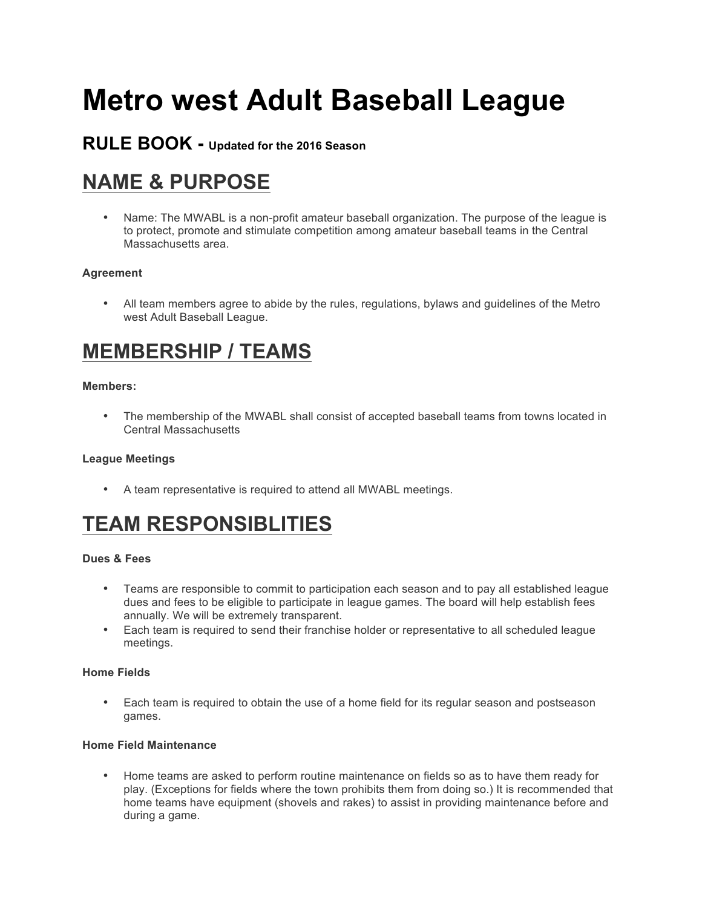# Metro west Adult Baseball League

### RULE BOOK - Updated for the 2016 Season

## NAME & PURPOSE

- Name: The MWABL is a non-profit amateur baseball organization. The purpose of the league is to protect, promote and stimulate competition among amateur baseball teams in the Central Massachusetts area.

**Agreement**

- All team members agree to abide by the rules, regulations, bylaws and guidelines of the Metro west Adult Baseball League.

## MEMBERSHIP / TEAMS

**Members:**

- The membership of the MWABL shall consist of accepted baseball teams from towns located in Central Massachusetts

**League Meetings**

- A team representative is required to attend all MWABL meetings.

## TEAM RESPONSIBLITIES

**Dues & Fees**

- Teams are responsible to commit to participation each season and to pay all established league dues and fees to be eligible to participate in league games. The board will help establish fees annually. We will be extremely transparent.
- Each team is required to send their franchise holder or representative to all scheduled league meetings.

**Home Fields**

- Each team is required to obtain the use of a home field for its regular season and postseason games.

**Home Field Maintenance**

- Home teams are asked to perform routine maintenance on fields so as to have them ready for play. (Exceptions for fields where the town prohibits them from doing so.) It is recommended that home teams have equipment (shovels and rakes) to assist in providing maintenance before and during a game.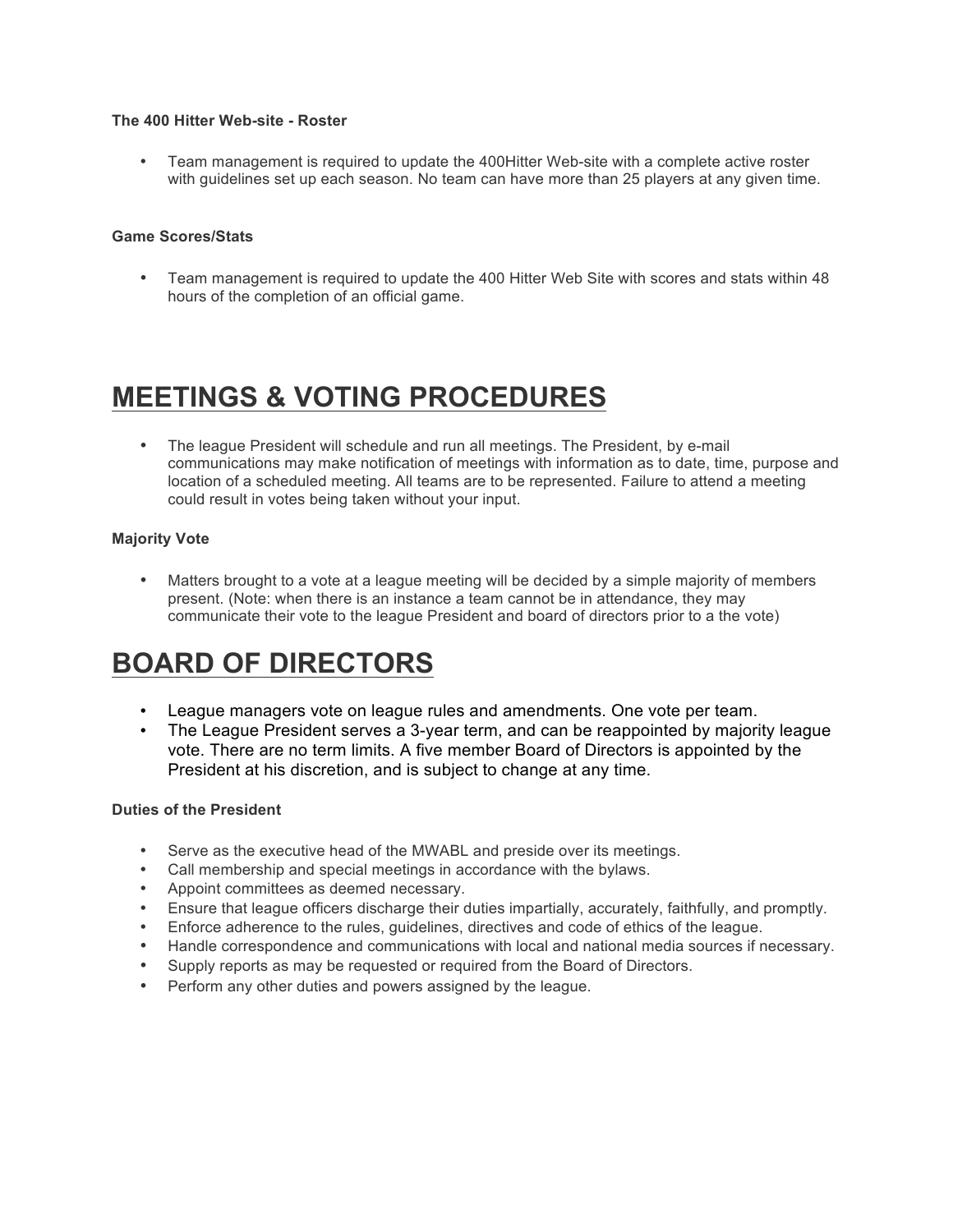### The 400 Hitter Web-site - Roster

- Team management is required to update the 400Hitter Web-site with a complete active roster with guidelines set up each season. No team can have more than 25 players at any given time.

### Game Scores/Stats

- Team management is required to update the 400 Hitter Web Site with scores and stats within 48 hours of the completion of an official game.

# MEETINGS & VOTING PROCEDURES

- The league President will schedule and run all meetings. The President, by e-mail communications may make notification of meetings with information as to date, time, purpose and location of a scheduled meeting. All teams are to be represented. Failure to attend a meeting could result in votes being taken without your input.

### Majority Vote

- Matters brought to a vote at a league meeting will be decided by a simple majority of members present. (Note: when there is an instance a team cannot be in attendance, they may communicate their vote to the league President and board of directors prior to a the vote)

# BOARD OF DIRECTORS

- League managers vote on league rules and amendments. One vote per team.
- The League President serves a 3-year term, and can be reappointed by majority league vote. There are no term limits. A five member Board of Directors is appointed by the President at his discretion, and is subject to change at any time.

### Duties of the President

- Serve as the executive head of the MWABL and preside over its meetings.
- Call membership and special meetings in accordance with the bylaws.
- Appoint committees as deemed necessary.
- Ensure that league officers discharge their duties impartially, accurately, faithfully, and promptly.
- Enforce adherence to the rules, guidelines, directives and code of ethics of the league.
- Handle correspondence and communications with local and national media sources if necessary.
- Supply reports as may be requested or required from the Board of Directors.
- Perform any other duties and powers assigned by the league.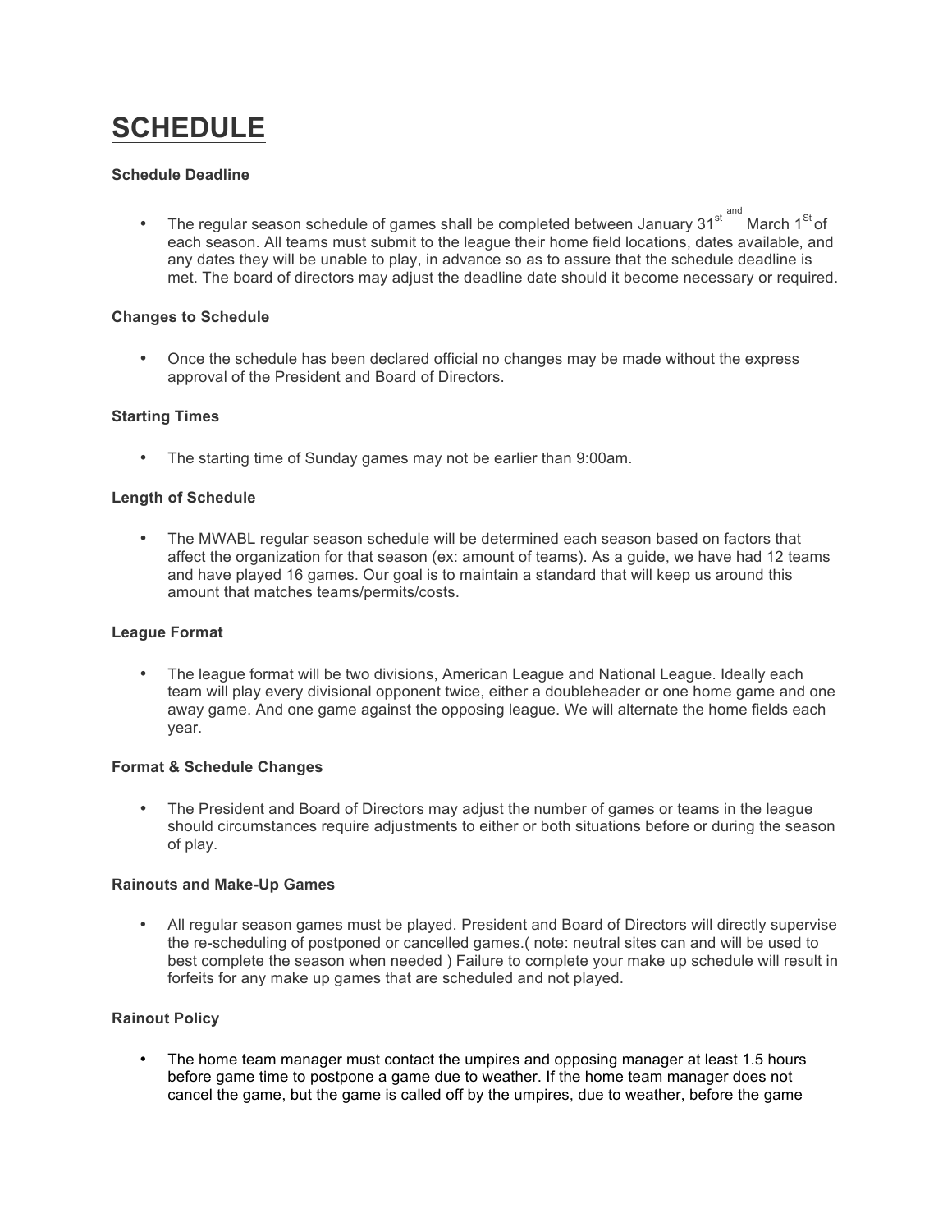# SCHEDULE

**Schedule Deadline**

- The regular season schedule of games shall be completed between January 31st and March 1St of each season. All teams must submit to the league their home field locations, dates available, and any dates they will be unable to play, in advance so as to assure that the schedule deadline is met. The board of directors may adjust the deadline date should it become necessary or required.

**Changes to Schedule**

- Once the schedule has been declared official no changes may be made without the express approval of the President and Board of Directors.

**Starting Times**

- The starting time of Sunday games may not be earlier than 9:00am.

**Length of Schedule**

- The MWABL regular season schedule will be determined each season based on factors that affect the organization for that season (ex: amount of teams). As a guide, we have had 12 teams and have played 16 games. Our goal is to maintain a standard that will keep us around this amount that matches teams/permits/costs.

**League Format**

- The league format will be two divisions, American League and National League. Ideally each team will play every divisional opponent twice, either a doubleheader or one home game and one away game. And one game against the opposing league. We will alternate the home fields each year.

**Format & Schedule Changes**

- The President and Board of Directors may adjust the number of games or teams in the league should circumstances require adjustments to either or both situations before or during the season of play.

**Rainouts and Make-Up Games**

- All regular season games must be played. President and Board of Directors will directly supervise the re-scheduling of postponed or cancelled games.( note: neutral sites can and will be used to best complete the season when needed ) Failure to complete your make up schedule will result in forfeits for any make up games that are scheduled and not played.

**Rainout Policy**

- The home team manager must contact the umpires and opposing manager at least 1.5 hours before game time to postpone a game due to weather. If the home team manager does not cancel the game, but the game is called off by the umpires, due to weather, before the game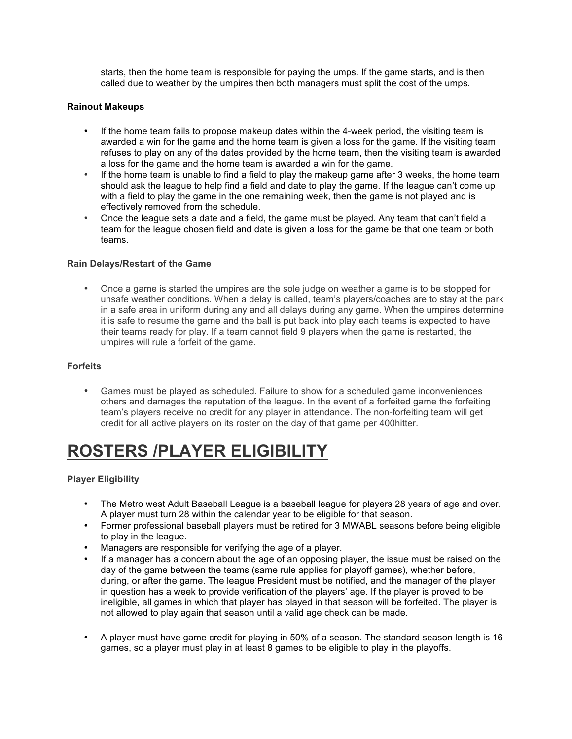starts, then the home team is responsible for paying the umps. If the game starts, and is then called due to weather by the umpires then both managers must split the cost of the umps.

**Rainout Makeups**

- If the home team fails to propose makeup dates within the 4-week period, the visiting team is awarded a win for the game and the home team is given a loss for the game. If the visiting team refuses to play on any of the dates provided by the home team, then the visiting team is awarded a loss for the game and the home team is awarded a win for the game.
- If the home team is unable to find a field to play the makeup game after 3 weeks, the home team should ask the league to help find a field and date to play the game. If the league can't come up with a field to play the game in the one remaining week, then the game is not played and is effectively removed from the schedule.
- Once the league sets a date and a field, the game must be played. Any team that can't field a team for the league chosen field and date is given a loss for the game be that one team or both teams.

**Rain Delays/Restart of the Game**

- Once a game is started the umpires are the sole judge on weather a game is to be stopped for unsafe weather conditions. When a delay is called, team's players/coaches are to stay at the park in a safe area in uniform during any and all delays during any game. When the umpires determine it is safe to resume the game and the ball is put back into play each teams is expected to have their teams ready for play. If a team cannot field 9 players when the game is restarted, the umpires will rule a forfeit of the game.

**Forfeits**

- Games must be played as scheduled. Failure to show for a scheduled game inconveniences others and damages the reputation of the league. In the event of a forfeited game the forfeiting team's players receive no credit for any player in attendance. The non-forfeiting team will get credit for all active players on its roster on the day of that game per 400hitter.

# ROSTERS /PLAYER ELIGIBILITY

**Player Eligibility**

- The Metro west Adult Baseball League is a baseball league for players 28 years of age and over. A player must turn 28 within the calendar year to be eligible for that season.
- Former professional baseball players must be retired for 3 MWABL seasons before being eligible to play in the league.
- Managers are responsible for verifying the age of a player.
- If a manager has a concern about the age of an opposing player, the issue must be raised on the day of the game between the teams (same rule applies for playoff games), whether before, during, or after the game. The league President must be notified, and the manager of the player in question has a week to provide verification of the players' age. If the player is proved to be ineligible, all games in which that player has played in that season will be forfeited. The player is not allowed to play again that season until a valid age check can be made.

- A player must have game credit for playing in 50% of a season. The standard season length is 16 games, so a player must play in at least 8 games to be eligible to play in the playoffs.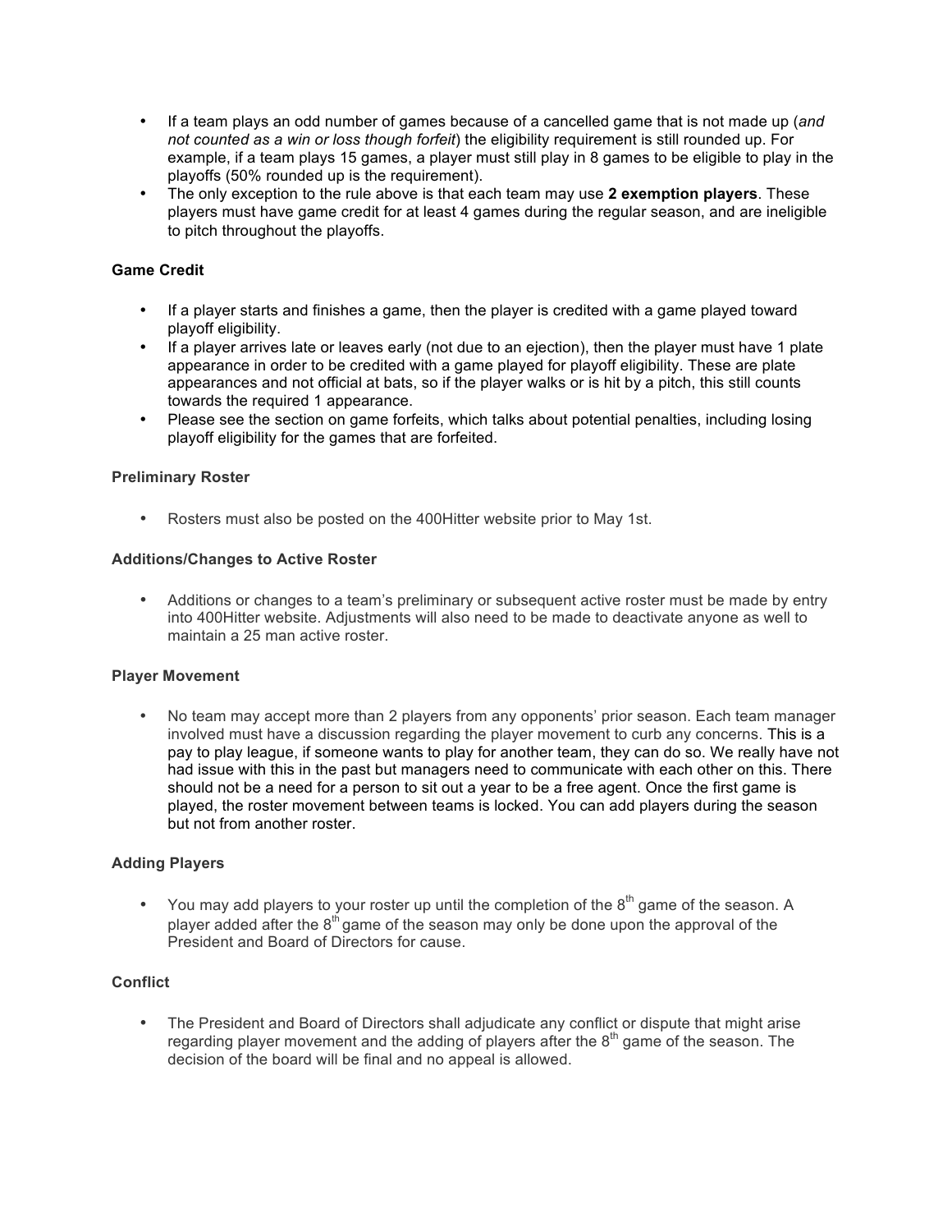- If a team plays an odd number of games because of a cancelled game that is not made up (*and not counted as a win or loss though forfeit*) the eligibility requirement is still rounded up. For example, if a team plays 15 games, a player must still play in 8 games to be eligible to play in the playoffs (50% rounded up is the requirement).
- The only exception to the rule above is that each team may use **2 exemption players**. These players must have game credit for at least 4 games during the regular season, and are ineligible to pitch throughout the playoffs.

**Game Credit**

- If a player starts and finishes a game, then the player is credited with a game played toward playoff eligibility.
- If a player arrives late or leaves early (not due to an ejection), then the player must have 1 plate appearance in order to be credited with a game played for playoff eligibility. These are plate appearances and not official at bats, so if the player walks or is hit by a pitch, this still counts towards the required 1 appearance.
- Please see the section on game forfeits, which talks about potential penalties, including losing playoff eligibility for the games that are forfeited.

**Preliminary Roster**

- Rosters must also be posted on the 400Hitter website prior to May 1st.

**Additions/Changes to Active Roster**

- Additions or changes to a team's preliminary or subsequent active roster must be made by entry into 400Hitter website. Adjustments will also need to be made to deactivate anyone as well to maintain a 25 man active roster.

**Player Movement**

- No team may accept more than 2 players from any opponents' prior season. Each team manager involved must have a discussion regarding the player movement to curb any concerns. This is a pay to play league, if someone wants to play for another team, they can do so. We really have not had issue with this in the past but managers need to communicate with each other on this. There should not be a need for a person to sit out a year to be a free agent. Once the first game is played, the roster movement between teams is locked. You can add players during the season but not from another roster.

**Adding Players**

- You may add players to your roster up until the completion of the 8th game of the season. A player added after the 8th game of the season may only be done upon the approval of the President and Board of Directors for cause.

**Conflict**

- The President and Board of Directors shall adjudicate any conflict or dispute that might arise regarding player movement and the adding of players after the 8th game of the season. The decision of the board will be final and no appeal is allowed.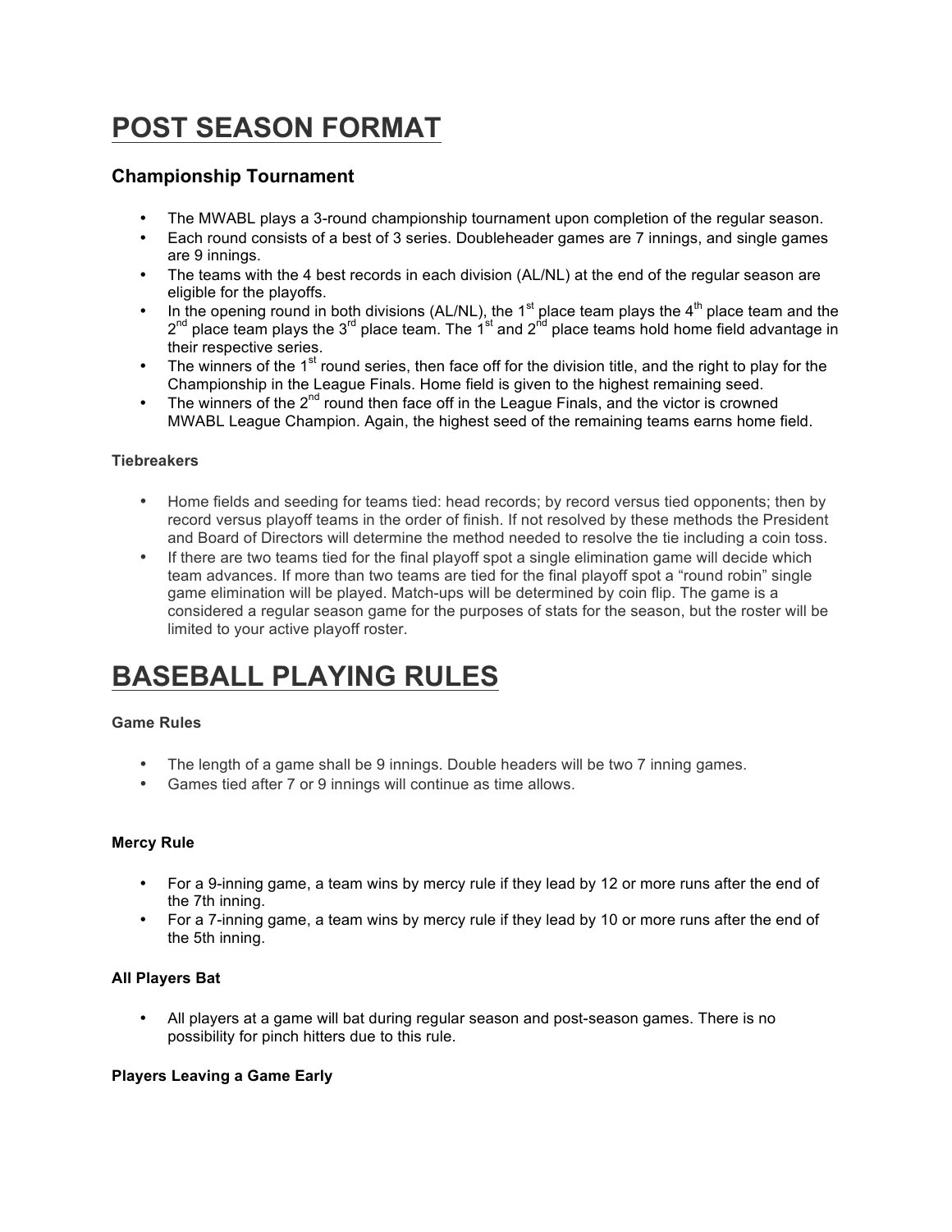# POST SEASON FORMAT

## Championship Tournament

- The MWABL plays a 3-round championship tournament upon completion of the regular season.
- Each round consists of a best of 3 series. Doubleheader games are 7 innings, and single games are 9 innings.
- The teams with the 4 best records in each division (AL/NL) at the end of the regular season are eligible for the playoffs.
- In the opening round in both divisions (AL/NL), the 1st place team plays the 4th place team and the 2nd place team plays the 3rd place team. The 1st and 2nd place teams hold home field advantage in their respective series.
- The winners of the 1st round series, then face off for the division title, and the right to play for the Championship in the League Finals. Home field is given to the highest remaining seed.
- The winners of the 2nd round then face off in the League Finals, and the victor is crowned MWABL League Champion. Again, the highest seed of the remaining teams earns home field.

#### Tiebreakers

- Home fields and seeding for teams tied: head records; by record versus tied opponents; then by record versus playoff teams in the order of finish. If not resolved by these methods the President and Board of Directors will determine the method needed to resolve the tie including a coin toss.
- If there are two teams tied for the final playoff spot a single elimination game will decide which team advances. If more than two teams are tied for the final playoff spot a "round robin" single game elimination will be played. Match-ups will be determined by coin flip. The game is a considered a regular season game for the purposes of stats for the season, but the roster will be limited to your active playoff roster.

# BASEBALL PLAYING RULES

#### Game Rules

- The length of a game shall be 9 innings. Double headers will be two 7 inning games.
- Games tied after 7 or 9 innings will continue as time allows.

#### Mercy Rule

- For a 9-inning game, a team wins by mercy rule if they lead by 12 or more runs after the end of the 7th inning.
- For a 7-inning game, a team wins by mercy rule if they lead by 10 or more runs after the end of the 5th inning.

#### All Players Bat

- All players at a game will bat during regular season and post-season games. There is no possibility for pinch hitters due to this rule.

#### Players Leaving a Game Early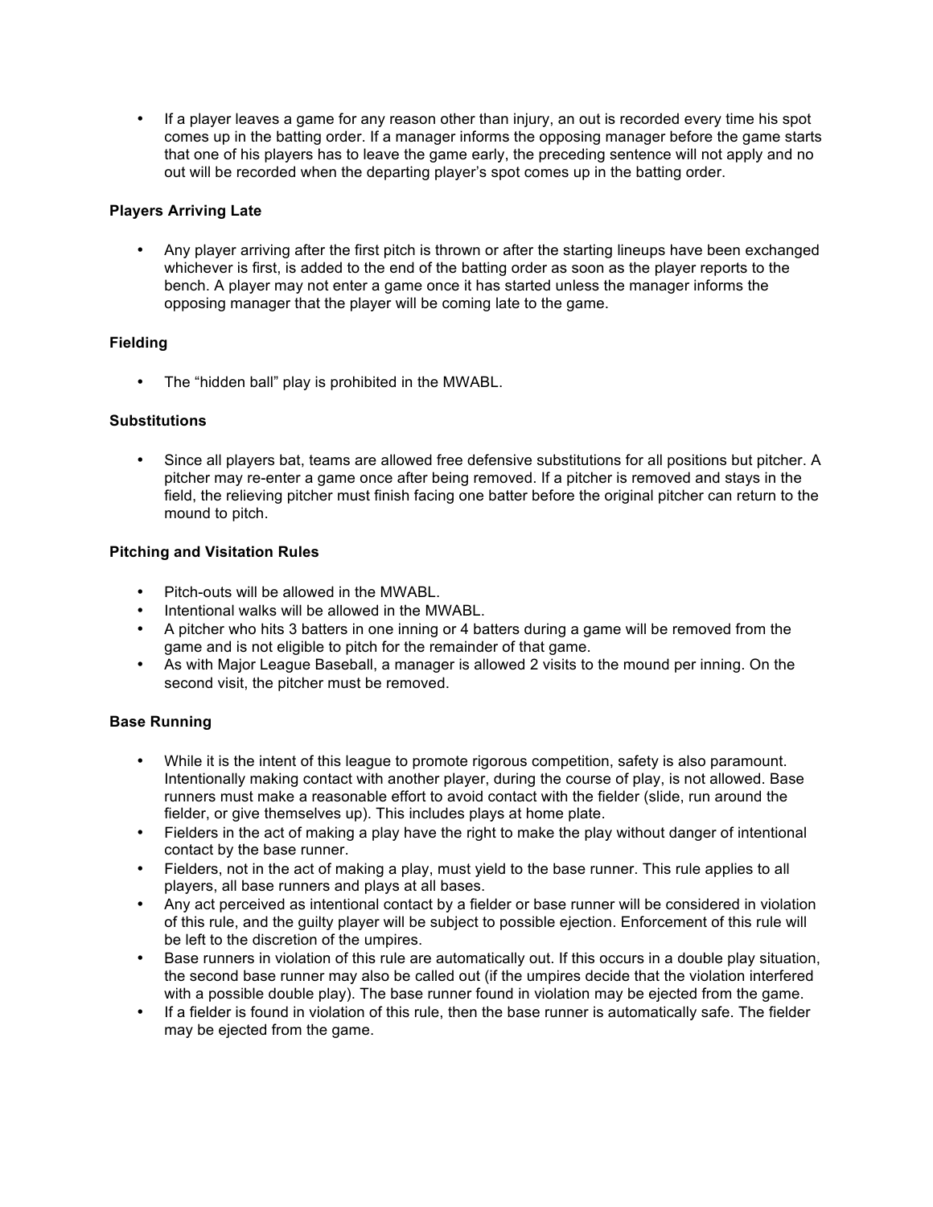- If a player leaves a game for any reason other than injury, an out is recorded every time his spot comes up in the batting order. If a manager informs the opposing manager before the game starts that one of his players has to leave the game early, the preceding sentence will not apply and no out will be recorded when the departing player's spot comes up in the batting order.

**Players Arriving Late**

- Any player arriving after the first pitch is thrown or after the starting lineups have been exchanged whichever is first, is added to the end of the batting order as soon as the player reports to the bench. A player may not enter a game once it has started unless the manager informs the opposing manager that the player will be coming late to the game.

**Fielding**

- The "hidden ball" play is prohibited in the MWABL.

**Substitutions**

- Since all players bat, teams are allowed free defensive substitutions for all positions but pitcher. A pitcher may re-enter a game once after being removed. If a pitcher is removed and stays in the field, the relieving pitcher must finish facing one batter before the original pitcher can return to the mound to pitch.

**Pitching and Visitation Rules**

- Pitch-outs will be allowed in the MWABL.
- Intentional walks will be allowed in the MWABL.
- A pitcher who hits 3 batters in one inning or 4 batters during a game will be removed from the game and is not eligible to pitch for the remainder of that game.
- As with Major League Baseball, a manager is allowed 2 visits to the mound per inning. On the second visit, the pitcher must be removed.

**Base Running**

- While it is the intent of this league to promote rigorous competition, safety is also paramount. Intentionally making contact with another player, during the course of play, is not allowed. Base runners must make a reasonable effort to avoid contact with the fielder (slide, run around the fielder, or give themselves up). This includes plays at home plate.
- Fielders in the act of making a play have the right to make the play without danger of intentional contact by the base runner.
- Fielders, not in the act of making a play, must yield to the base runner. This rule applies to all players, all base runners and plays at all bases.
- Any act perceived as intentional contact by a fielder or base runner will be considered in violation of this rule, and the guilty player will be subject to possible ejection. Enforcement of this rule will be left to the discretion of the umpires.
- Base runners in violation of this rule are automatically out. If this occurs in a double play situation, the second base runner may also be called out (if the umpires decide that the violation interfered with a possible double play). The base runner found in violation may be ejected from the game.
- If a fielder is found in violation of this rule, then the base runner is automatically safe. The fielder may be ejected from the game.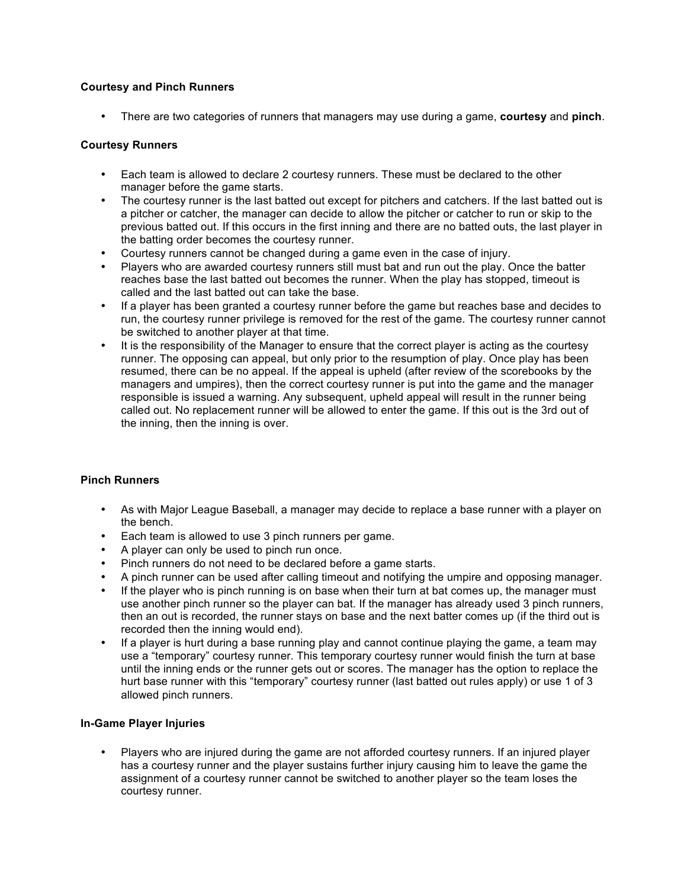### Courtesy and Pinch Runners

- There are two categories of runners that managers may use during a game, **courtesy** and **pinch**.

### Courtesy Runners

- Each team is allowed to declare 2 courtesy runners. These must be declared to the other manager before the game starts.
- The courtesy runner is the last batted out except for pitchers and catchers. If the last batted out is a pitcher or catcher, the manager can decide to allow the pitcher or catcher to run or skip to the previous batted out. If this occurs in the first inning and there are no batted outs, the last player in the batting order becomes the courtesy runner.
- Courtesy runners cannot be changed during a game even in the case of injury.
- Players who are awarded courtesy runners still must bat and run out the play. Once the batter reaches base the last batted out becomes the runner. When the play has stopped, timeout is called and the last batted out can take the base.
- If a player has been granted a courtesy runner before the game but reaches base and decides to run, the courtesy runner privilege is removed for the rest of the game. The courtesy runner cannot be switched to another player at that time.
- It is the responsibility of the Manager to ensure that the correct player is acting as the courtesy runner. The opposing can appeal, but only prior to the resumption of play. Once play has been resumed, there can be no appeal. If the appeal is upheld (after review of the scorebooks by the managers and umpires), then the correct courtesy runner is put into the game and the manager responsible is issued a warning. Any subsequent, upheld appeal will result in the runner being called out. No replacement runner will be allowed to enter the game. If this out is the 3rd out of the inning, then the inning is over.

### Pinch Runners

- As with Major League Baseball, a manager may decide to replace a base runner with a player on the bench.
- Each team is allowed to use 3 pinch runners per game.
- A player can only be used to pinch run once.
- Pinch runners do not need to be declared before a game starts.
- A pinch runner can be used after calling timeout and notifying the umpire and opposing manager.
- If the player who is pinch running is on base when their turn at bat comes up, the manager must use another pinch runner so the player can bat. If the manager has already used 3 pinch runners, then an out is recorded, the runner stays on base and the next batter comes up (if the third out is recorded then the inning would end).
- If a player is hurt during a base running play and cannot continue playing the game, a team may use a "temporary" courtesy runner. This temporary courtesy runner would finish the turn at base until the inning ends or the runner gets out or scores. The manager has the option to replace the hurt base runner with this "temporary" courtesy runner (last batted out rules apply) or use 1 of 3 allowed pinch runners.

### In-Game Player Injuries

- Players who are injured during the game are not afforded courtesy runners. If an injured player has a courtesy runner and the player sustains further injury causing him to leave the game the assignment of a courtesy runner cannot be switched to another player so the team loses the courtesy runner.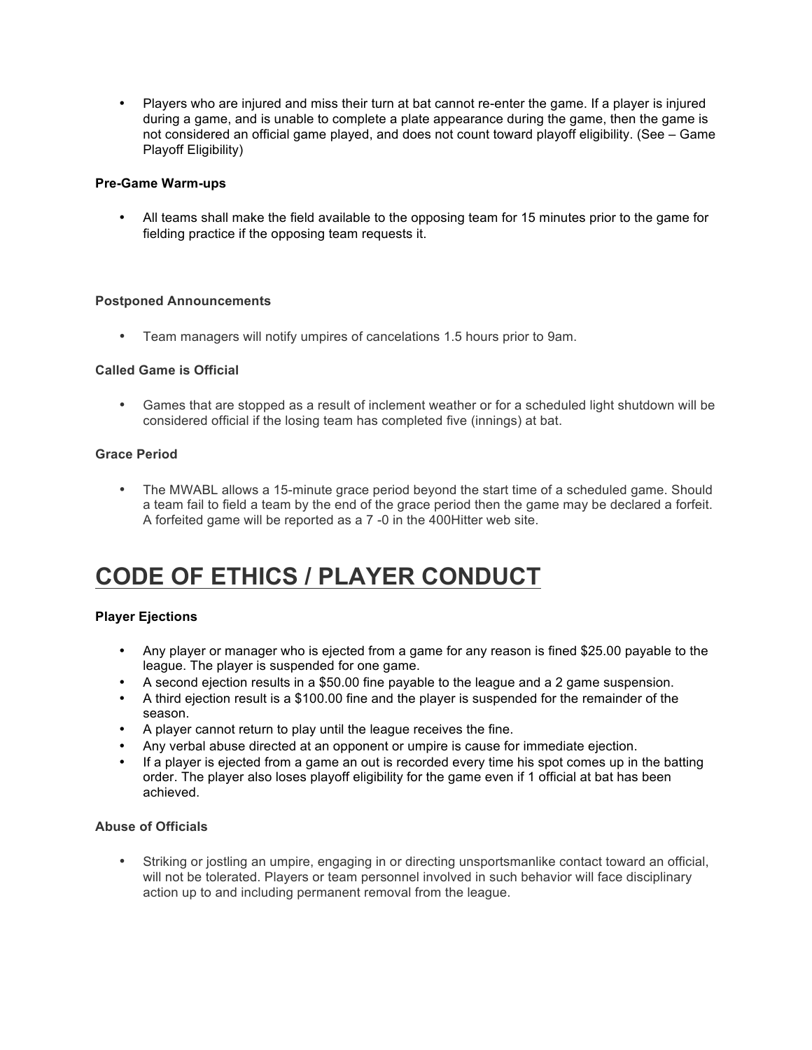- Players who are injured and miss their turn at bat cannot re-enter the game. If a player is injured during a game, and is unable to complete a plate appearance during the game, then the game is not considered an official game played, and does not count toward playoff eligibility. (See – Game Playoff Eligibility)

**Pre-Game Warm-ups**

- All teams shall make the field available to the opposing team for 15 minutes prior to the game for fielding practice if the opposing team requests it.

**Postponed Announcements**

- Team managers will notify umpires of cancelations 1.5 hours prior to 9am.

**Called Game is Official**

- Games that are stopped as a result of inclement weather or for a scheduled light shutdown will be considered official if the losing team has completed five (innings) at bat.

**Grace Period**

- The MWABL allows a 15-minute grace period beyond the start time of a scheduled game. Should a team fail to field a team by the end of the grace period then the game may be declared a forfeit. A forfeited game will be reported as a 7 -0 in the 400Hitter web site.

# CODE OF ETHICS / PLAYER CONDUCT

**Player Ejections**

- Any player or manager who is ejected from a game for any reason is fined $25.00 payable to the league. The player is suspended for one game.
- A second ejection results in a $50.00 fine payable to the league and a 2 game suspension.
- A third ejection result is a $100.00 fine and the player is suspended for the remainder of the season.
- A player cannot return to play until the league receives the fine.
- Any verbal abuse directed at an opponent or umpire is cause for immediate ejection.
- If a player is ejected from a game an out is recorded every time his spot comes up in the batting order. The player also loses playoff eligibility for the game even if 1 official at bat has been achieved.

**Abuse of Officials**

- Striking or jostling an umpire, engaging in or directing unsportsmanlike contact toward an official, will not be tolerated. Players or team personnel involved in such behavior will face disciplinary action up to and including permanent removal from the league.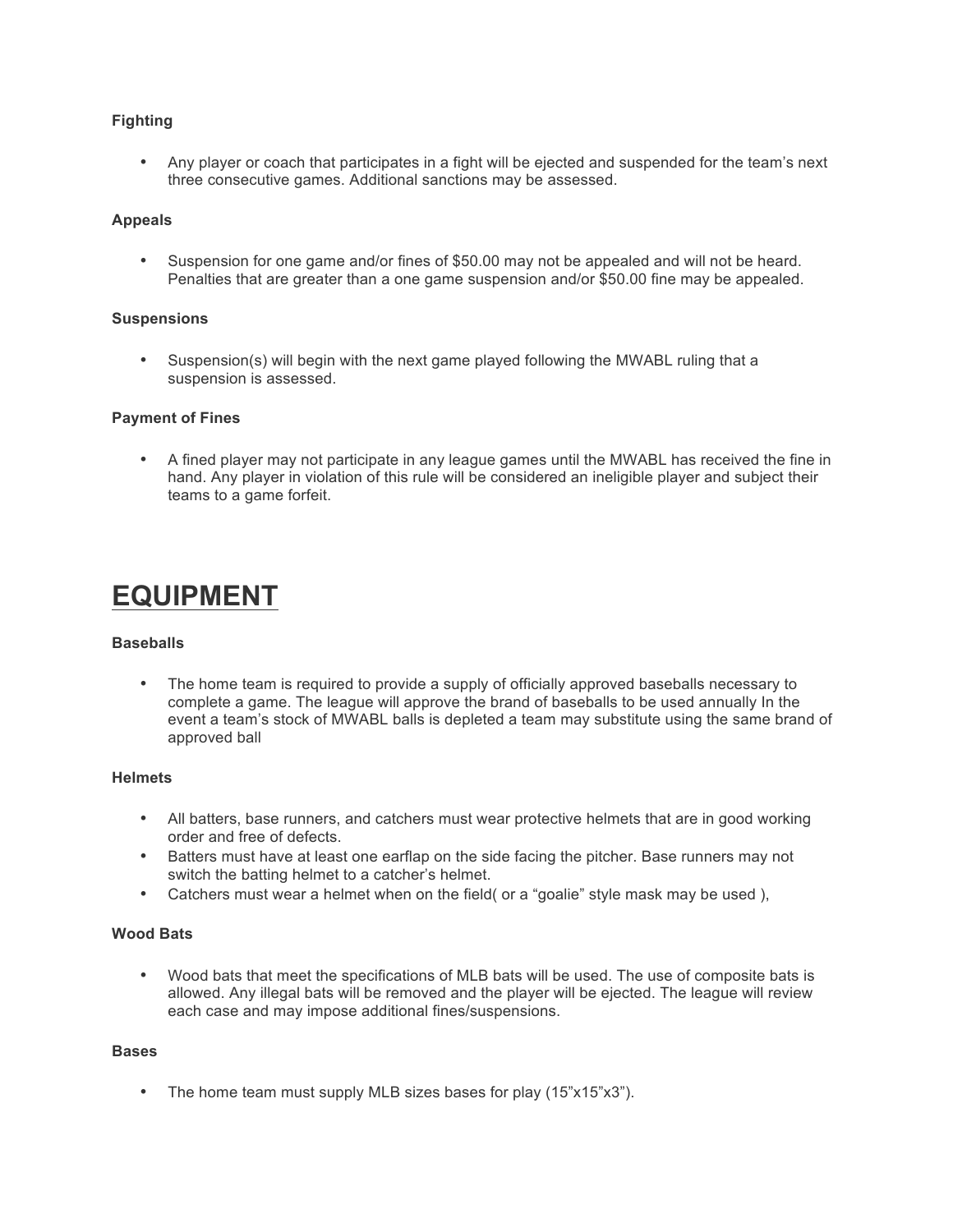**Fighting**

- Any player or coach that participates in a fight will be ejected and suspended for the team's next three consecutive games. Additional sanctions may be assessed.

**Appeals**

- Suspension for one game and/or fines of $50.00 may not be appealed and will not be heard. Penalties that are greater than a one game suspension and/or $50.00 fine may be appealed.

**Suspensions**

- Suspension(s) will begin with the next game played following the MWABL ruling that a suspension is assessed.

**Payment of Fines**

- A fined player may not participate in any league games until the MWABL has received the fine in hand. Any player in violation of this rule will be considered an ineligible player and subject their teams to a game forfeit.

# EQUIPMENT

**Baseballs**

- The home team is required to provide a supply of officially approved baseballs necessary to complete a game. The league will approve the brand of baseballs to be used annually In the event a team's stock of MWABL balls is depleted a team may substitute using the same brand of approved ball

**Helmets**

- All batters, base runners, and catchers must wear protective helmets that are in good working order and free of defects.
- Batters must have at least one earflap on the side facing the pitcher. Base runners may not switch the batting helmet to a catcher's helmet.
- Catchers must wear a helmet when on the field( or a "goalie" style mask may be used ),

**Wood Bats**

- Wood bats that meet the specifications of MLB bats will be used. The use of composite bats is allowed. Any illegal bats will be removed and the player will be ejected. The league will review each case and may impose additional fines/suspensions.

**Bases**

- The home team must supply MLB sizes bases for play (15"x15"x3").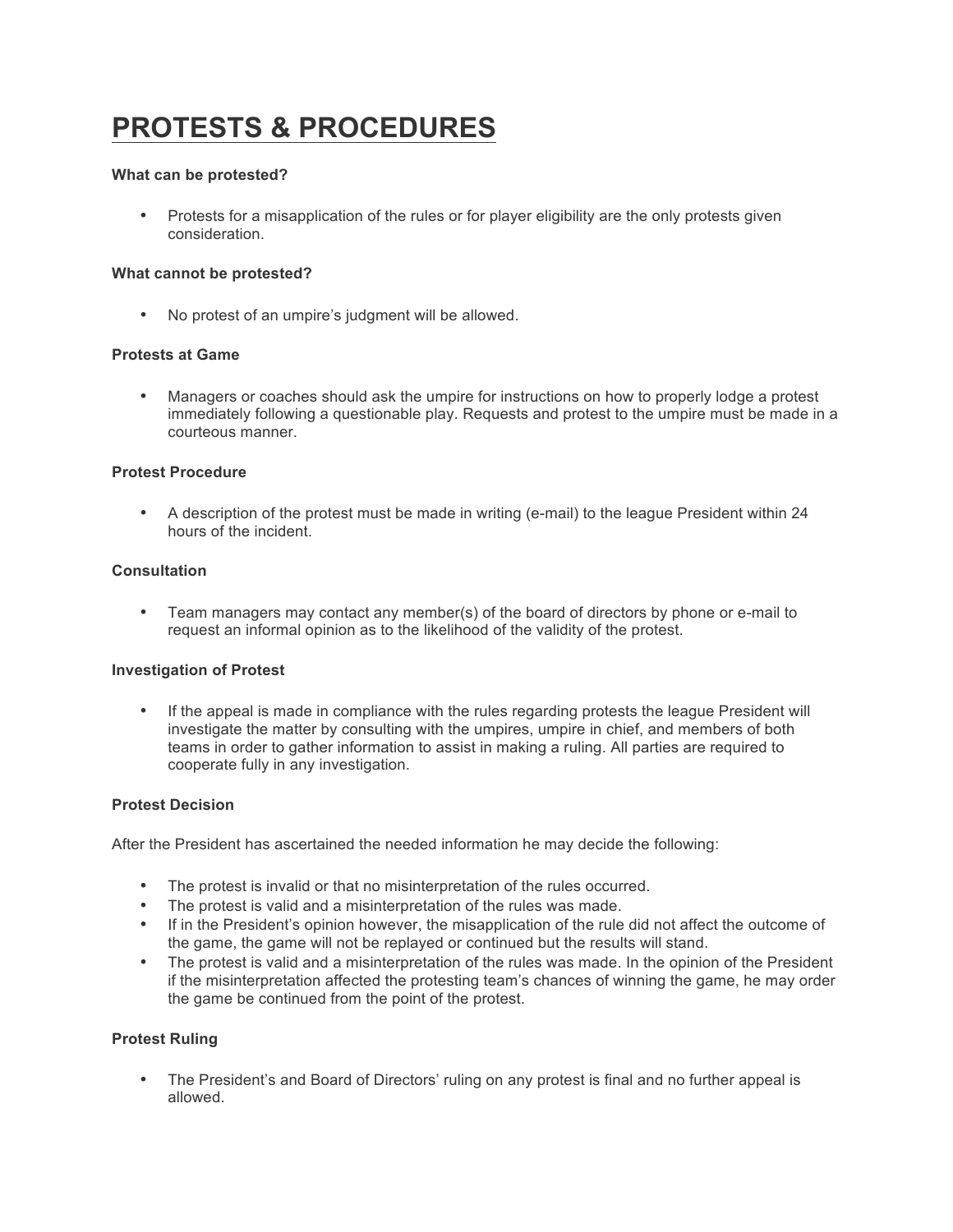# PROTESTS & PROCEDURES

**What can be protested?**

- Protests for a misapplication of the rules or for player eligibility are the only protests given consideration.

**What cannot be protested?**

- No protest of an umpire's judgment will be allowed.

**Protests at Game**

- Managers or coaches should ask the umpire for instructions on how to properly lodge a protest immediately following a questionable play. Requests and protest to the umpire must be made in a courteous manner.

**Protest Procedure**

- A description of the protest must be made in writing (e-mail) to the league President within 24 hours of the incident.

**Consultation**

- Team managers may contact any member(s) of the board of directors by phone or e-mail to request an informal opinion as to the likelihood of the validity of the protest.

**Investigation of Protest**

- If the appeal is made in compliance with the rules regarding protests the league President will investigate the matter by consulting with the umpires, umpire in chief, and members of both teams in order to gather information to assist in making a ruling. All parties are required to cooperate fully in any investigation.

**Protest Decision**

After the President has ascertained the needed information he may decide the following:

- The protest is invalid or that no misinterpretation of the rules occurred.
- The protest is valid and a misinterpretation of the rules was made.
- If in the President's opinion however, the misapplication of the rule did not affect the outcome of the game, the game will not be replayed or continued but the results will stand.
- The protest is valid and a misinterpretation of the rules was made. In the opinion of the President if the misinterpretation affected the protesting team's chances of winning the game, he may order the game be continued from the point of the protest.

**Protest Ruling**

- The President's and Board of Directors' ruling on any protest is final and no further appeal is allowed.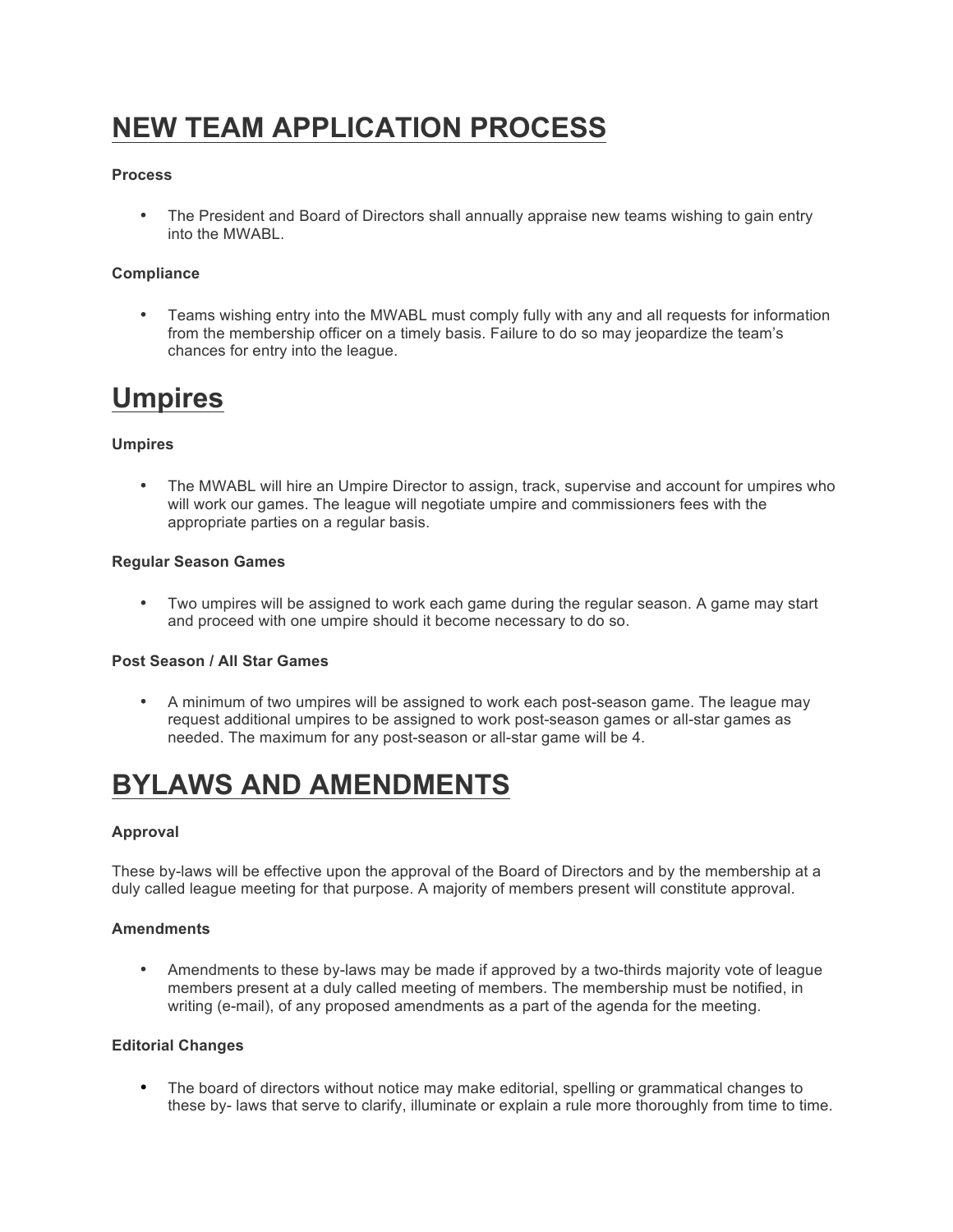# NEW TEAM APPLICATION PROCESS

**Process**

- The President and Board of Directors shall annually appraise new teams wishing to gain entry into the MWABL.

**Compliance**

- Teams wishing entry into the MWABL must comply fully with any and all requests for information from the membership officer on a timely basis. Failure to do so may jeopardize the team's chances for entry into the league.

# Umpires

**Umpires**

- The MWABL will hire an Umpire Director to assign, track, supervise and account for umpires who will work our games. The league will negotiate umpire and commissioners fees with the appropriate parties on a regular basis.

**Regular Season Games**

- Two umpires will be assigned to work each game during the regular season. A game may start and proceed with one umpire should it become necessary to do so.

**Post Season / All Star Games**

- A minimum of two umpires will be assigned to work each post-season game. The league may request additional umpires to be assigned to work post-season games or all-star games as needed. The maximum for any post-season or all-star game will be 4.

# BYLAWS AND AMENDMENTS

**Approval**

These by-laws will be effective upon the approval of the Board of Directors and by the membership at a duly called league meeting for that purpose. A majority of members present will constitute approval.

**Amendments**

- Amendments to these by-laws may be made if approved by a two-thirds majority vote of league members present at a duly called meeting of members. The membership must be notified, in writing (e-mail), of any proposed amendments as a part of the agenda for the meeting.

**Editorial Changes**

- The board of directors without notice may make editorial, spelling or grammatical changes to these by- laws that serve to clarify, illuminate or explain a rule more thoroughly from time to time.